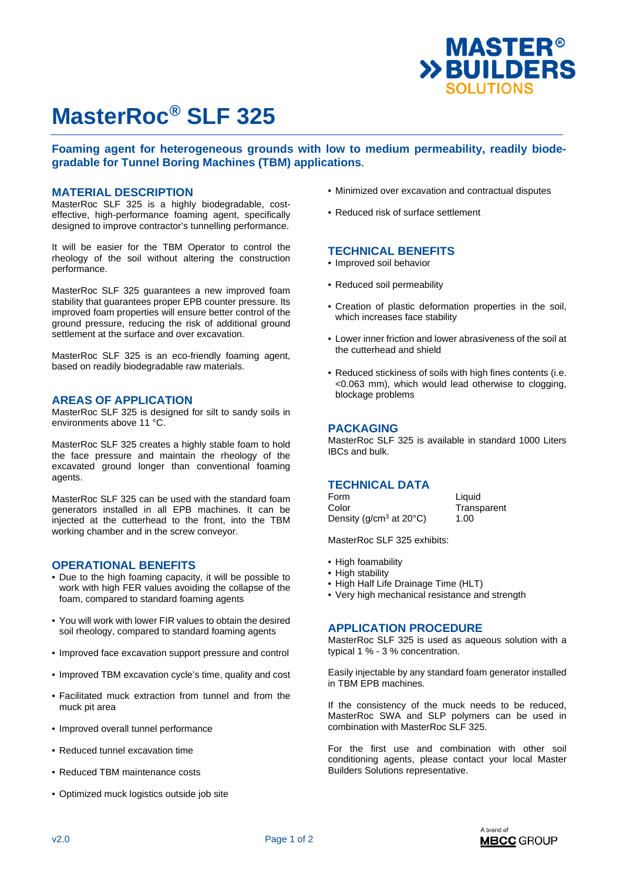# MasterRoc® SLF 325

**Foaming agent for heterogeneous grounds with low to medium permeability, readily biodegradable for Tunnel Boring Machines (TBM) applications**.

## MATERIAL DESCRIPTION

MasterRoc SLF 325 is a highly biodegradable, cost-effective, high-performance foaming agent, specifically designed to improve contractor's tunnelling performance.

It will be easier for the TBM Operator to control the rheology of the soil without altering the construction performance.

MasterRoc SLF 325 guarantees a new improved foam stability that guarantees proper EPB counter pressure. Its improved foam properties will ensure better control of the ground pressure, reducing the risk of additional ground settlement at the surface and over excavation.

MasterRoc SLF 325 is an eco-friendly foaming agent, based on readily biodegradable raw materials.

## AREAS OF APPLICATION

MasterRoc SLF 325 is designed for silt to sandy soils in environments above 11 °C.

MasterRoc SLF 325 creates a highly stable foam to hold the face pressure and maintain the rheology of the excavated ground longer than conventional foaming agents.

MasterRoc SLF 325 can be used with the standard foam generators installed in all EPB machines. It can be injected at the cutterhead to the front, into the TBM working chamber and in the screw conveyor.

## OPERATIONAL BENEFITS

- Due to the high foaming capacity, it will be possible to work with high FER values avoiding the collapse of the foam, compared to standard foaming agents
- You will work with lower FIR values to obtain the desired soil rheology, compared to standard foaming agents
- Improved face excavation support pressure and control
- Improved TBM excavation cycle's time, quality and cost
- Facilitated muck extraction from tunnel and from the muck pit area
- Improved overall tunnel performance
- Reduced tunnel excavation time
- Reduced TBM maintenance costs
- Optimized muck logistics outside job site
- Minimized over excavation and contractual disputes
- Reduced risk of surface settlement

## TECHNICAL BENEFITS

- Improved soil behavior
- Reduced soil permeability
- Creation of plastic deformation properties in the soil, which increases face stability
- Lower inner friction and lower abrasiveness of the soil at the cutterhead and shield
- Reduced stickiness of soils with high fines contents (i.e. <0.063 mm), which would lead otherwise to clogging, blockage problems

## PACKAGING

MasterRoc SLF 325 is available in standard 1000 Liters IBCs and bulk.

## TECHNICAL DATA

| | |
|---|---|
| Form | Liquid |
| Color | Transparent |
| Density (g/cm³ at 20°C) | 1.00 |

MasterRoc SLF 325 exhibits:

- High foamability
- High stability
- High Half Life Drainage Time (HLT)
- Very high mechanical resistance and strength

## APPLICATION PROCEDURE

MasterRoc SLF 325 is used as aqueous solution with a typical 1 % - 3 % concentration.

Easily injectable by any standard foam generator installed in TBM EPB machines.

If the consistency of the muck needs to be reduced, MasterRoc SWA and SLP polymers can be used in combination with MasterRoc SLF 325.

For the first use and combination with other soil conditioning agents, please contact your local Master Builders Solutions representative.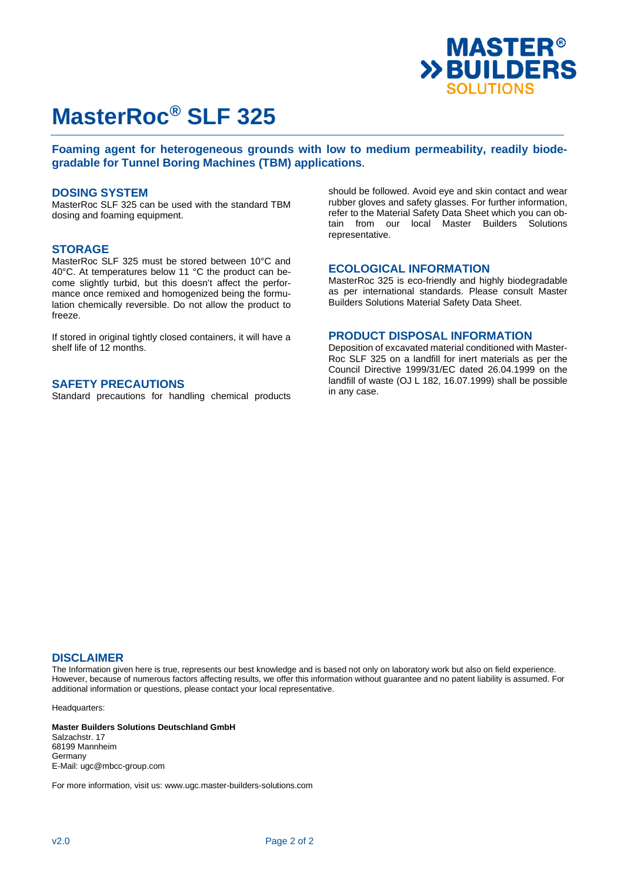# MasterRoc® SLF 325

**Foaming agent for heterogeneous grounds with low to medium permeability, readily biodegradable for Tunnel Boring Machines (TBM) applications**.

## DOSING SYSTEM

MasterRoc SLF 325 can be used with the standard TBM dosing and foaming equipment.

## STORAGE

MasterRoc SLF 325 must be stored between 10°C and 40°C. At temperatures below 11 °C the product can become slightly turbid, but this doesn't affect the performance once remixed and homogenized being the formulation chemically reversible. Do not allow the product to freeze.

If stored in original tightly closed containers, it will have a shelf life of 12 months.

## SAFETY PRECAUTIONS

Standard precautions for handling chemical products should be followed. Avoid eye and skin contact and wear rubber gloves and safety glasses. For further information, refer to the Material Safety Data Sheet which you can obtain from our local Master Builders Solutions representative.

## ECOLOGICAL INFORMATION

MasterRoc 325 is eco-friendly and highly biodegradable as per international standards. Please consult Master Builders Solutions Material Safety Data Sheet.

## PRODUCT DISPOSAL INFORMATION

Deposition of excavated material conditioned with MasterRoc SLF 325 on a landfill for inert materials as per the Council Directive 1999/31/EC dated 26.04.1999 on the landfill of waste (OJ L 182, 16.07.1999) shall be possible in any case.

## DISCLAIMER

The Information given here is true, represents our best knowledge and is based not only on laboratory work but also on field experience. However, because of numerous factors affecting results, we offer this information without guarantee and no patent liability is assumed. For additional information or questions, please contact your local representative.

Headquarters:

**Master Builders Solutions Deutschland GmbH**
Salzachstr. 17
68199 Mannheim
Germany
E-Mail: ugc@mbcc-group.com

For more information, visit us: www.ugc.master-builders-solutions.com

v2.0